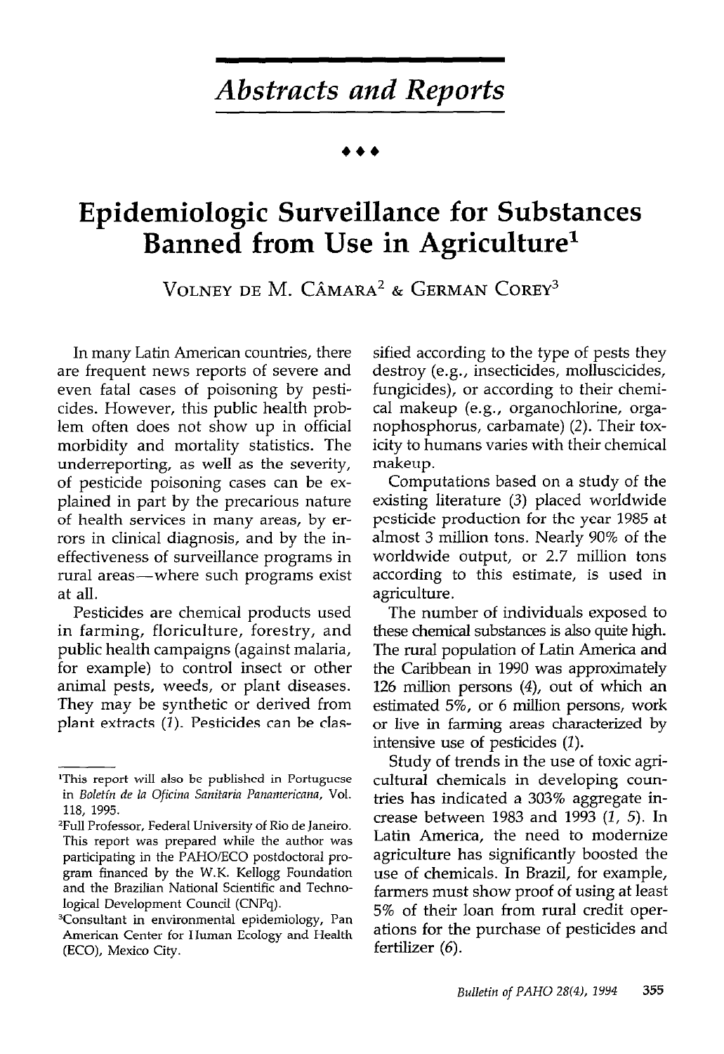# Abstracts and Reports

♦♦♦

## Epidemiologic Surveillance for Substances Banned from Use in Agriculture[1]

VOLNEY DE M. CÂMARA[2] & GERMAN COREY[3]

In many Latin American countries, there are frequent news reports of severe and even fatal cases of poisoning by pesticides. However, this public health problem often does not show up in official morbidity and mortality statistics. The underreporting, as well as the severity, of pesticide poisoning cases can be explained in part by the precarious nature of health services in many areas, by errors in clinical diagnosis, and by the ineffectiveness of surveillance programs in rural areas—where such programs exist at all.

Pesticides are chemical products used in farming, floriculture, forestry, and public health campaigns (against malaria, for example) to control insect or other animal pests, weeds, or plant diseases. They may be synthetic or derived from plant extracts (*1*). Pesticides can be classified according to the type of pests they destroy (e.g., insecticides, molluscicides, fungicides), or according to their chemical makeup (e.g., organochlorine, organophosphorus, carbamate) (*2*). Their toxicity to humans varies with their chemical makeup.

Computations based on a study of the existing literature (*3*) placed worldwide pesticide production for the year 1985 at almost 3 million tons. Nearly 90% of the worldwide output, or 2.7 million tons according to this estimate, is used in agriculture.

The number of individuals exposed to these chemical substances is also quite high. The rural population of Latin America and the Caribbean in 1990 was approximately 126 million persons (*4*), out of which an estimated 5%, or 6 million persons, work or live in farming areas characterized by intensive use of pesticides (*1*).

Study of trends in the use of toxic agricultural chemicals in developing countries has indicated a 303% aggregate increase between 1983 and 1993 (*1*, *5*). In Latin America, the need to modernize agriculture has significantly boosted the use of chemicals. In Brazil, for example, farmers must show proof of using at least 5% of their loan from rural credit operations for the purchase of pesticides and fertilizer (*6*).

---

[1]This report will also be published in Portuguese in *Boletín de la Oficina Sanitaria Panamericana*, Vol. 118, 1995.

[2]Full Professor, Federal University of Rio de Janeiro. This report was prepared while the author was participating in the PAHO/ECO postdoctoral program financed by the W.K. Kellogg Foundation and the Brazilian National Scientific and Technological Development Council (CNPq).

[3]Consultant in environmental epidemiology, Pan American Center for Human Ecology and Health (ECO), Mexico City.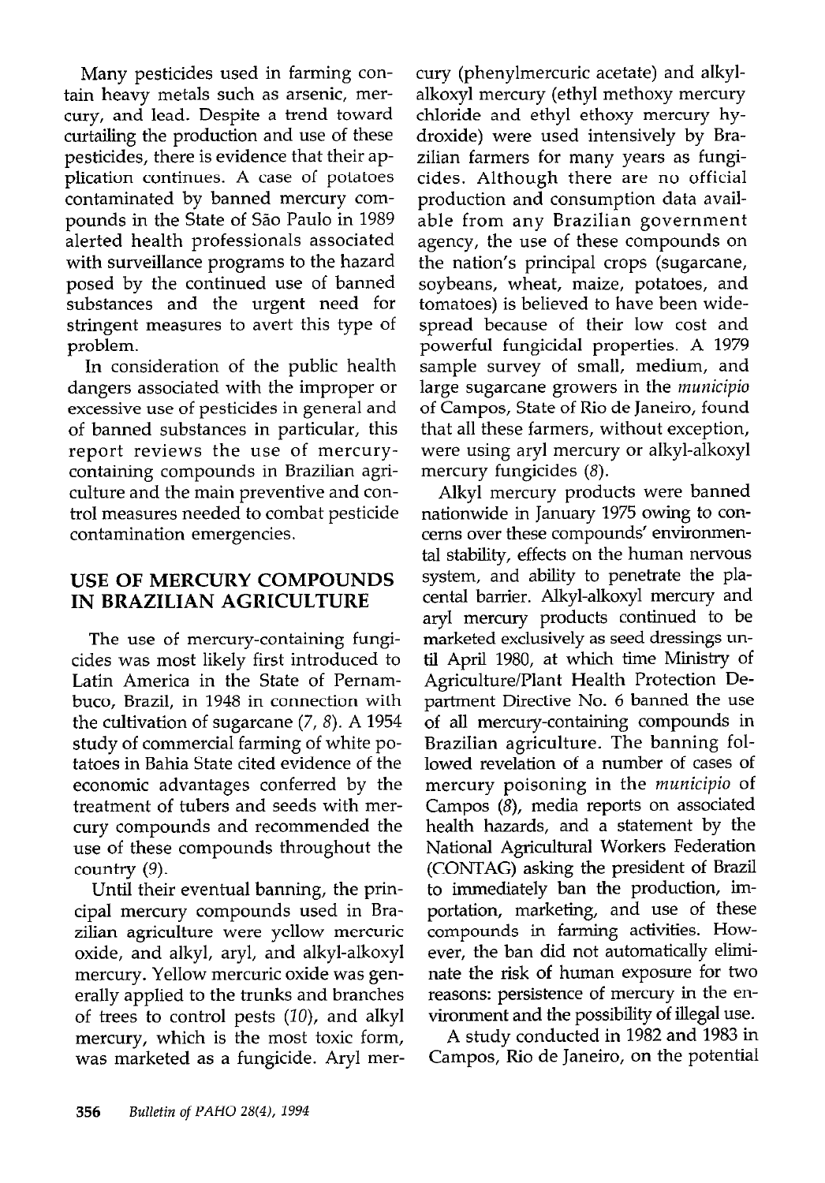Many pesticides used in farming contain heavy metals such as arsenic, mercury, and lead. Despite a trend toward curtailing the production and use of these pesticides, there is evidence that their application continues. A case of potatoes contaminated by banned mercury compounds in the State of São Paulo in 1989 alerted health professionals associated with surveillance programs to the hazard posed by the continued use of banned substances and the urgent need for stringent measures to avert this type of problem.

In consideration of the public health dangers associated with the improper or excessive use of pesticides in general and of banned substances in particular, this report reviews the use of mercury-containing compounds in Brazilian agriculture and the main preventive and control measures needed to combat pesticide contamination emergencies.

## USE OF MERCURY COMPOUNDS IN BRAZILIAN AGRICULTURE

The use of mercury-containing fungicides was most likely first introduced to Latin America in the State of Pernambuco, Brazil, in 1948 in connection with the cultivation of sugarcane (*7, 8*). A 1954 study of commercial farming of white potatoes in Bahia State cited evidence of the economic advantages conferred by the treatment of tubers and seeds with mercury compounds and recommended the use of these compounds throughout the country (*9*).

Until their eventual banning, the principal mercury compounds used in Brazilian agriculture were yellow mercuric oxide, and alkyl, aryl, and alkyl-alkoxyl mercury. Yellow mercuric oxide was generally applied to the trunks and branches of trees to control pests (*10*), and alkyl mercury, which is the most toxic form, was marketed as a fungicide. Aryl mercury (phenylmercuric acetate) and alkyl-alkoxyl mercury (ethyl methoxy mercury chloride and ethyl ethoxy mercury hydroxide) were used intensively by Brazilian farmers for many years as fungicides. Although there are no official production and consumption data available from any Brazilian government agency, the use of these compounds on the nation's principal crops (sugarcane, soybeans, wheat, maize, potatoes, and tomatoes) is believed to have been widespread because of their low cost and powerful fungicidal properties. A 1979 sample survey of small, medium, and large sugarcane growers in the *municipio* of Campos, State of Rio de Janeiro, found that all these farmers, without exception, were using aryl mercury or alkyl-alkoxyl mercury fungicides (*8*).

Alkyl mercury products were banned nationwide in January 1975 owing to concerns over these compounds' environmental stability, effects on the human nervous system, and ability to penetrate the placental barrier. Alkyl-alkoxyl mercury and aryl mercury products continued to be marketed exclusively as seed dressings until April 1980, at which time Ministry of Agriculture/Plant Health Protection Department Directive No. 6 banned the use of all mercury-containing compounds in Brazilian agriculture. The banning followed revelation of a number of cases of mercury poisoning in the *municipio* of Campos (*8*), media reports on associated health hazards, and a statement by the National Agricultural Workers Federation (CONTAG) asking the president of Brazil to immediately ban the production, importation, marketing, and use of these compounds in farming activities. However, the ban did not automatically eliminate the risk of human exposure for two reasons: persistence of mercury in the environment and the possibility of illegal use.

A study conducted in 1982 and 1983 in Campos, Rio de Janeiro, on the potential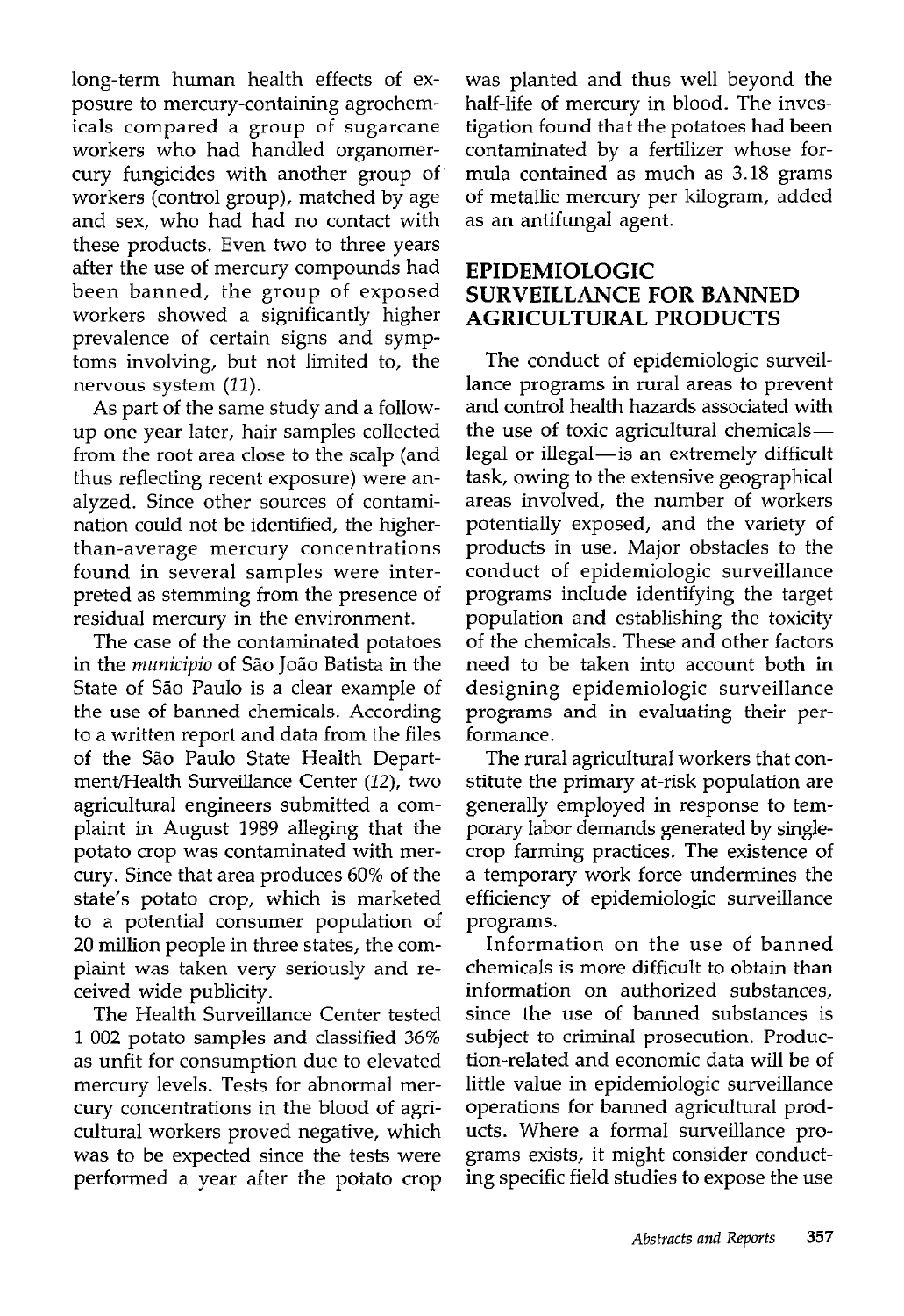long-term human health effects of exposure to mercury-containing agrochemicals compared a group of sugarcane workers who had handled organomercury fungicides with another group of workers (control group), matched by age and sex, who had had no contact with these products. Even two to three years after the use of mercury compounds had been banned, the group of exposed workers showed a significantly higher prevalence of certain signs and symptoms involving, but not limited to, the nervous system (11).

As part of the same study and a follow-up one year later, hair samples collected from the root area close to the scalp (and thus reflecting recent exposure) were analyzed. Since other sources of contamination could not be identified, the higher-than-average mercury concentrations found in several samples were interpreted as stemming from the presence of residual mercury in the environment.

The case of the contaminated potatoes in the *município* of São João Batista in the State of São Paulo is a clear example of the use of banned chemicals. According to a written report and data from the files of the São Paulo State Health Department/Health Surveillance Center (12), two agricultural engineers submitted a complaint in August 1989 alleging that the potato crop was contaminated with mercury. Since that area produces 60% of the state's potato crop, which is marketed to a potential consumer population of 20 million people in three states, the complaint was taken very seriously and received wide publicity.

The Health Surveillance Center tested 1 002 potato samples and classified 36% as unfit for consumption due to elevated mercury levels. Tests for abnormal mercury concentrations in the blood of agricultural workers proved negative, which was to be expected since the tests were performed a year after the potato crop was planted and thus well beyond the half-life of mercury in blood. The investigation found that the potatoes had been contaminated by a fertilizer whose formula contained as much as 3.18 grams of metallic mercury per kilogram, added as an antifungal agent.

## EPIDEMIOLOGIC SURVEILLANCE FOR BANNED AGRICULTURAL PRODUCTS

The conduct of epidemiologic surveillance programs in rural areas to prevent and control health hazards associated with the use of toxic agricultural chemicals—legal or illegal—is an extremely difficult task, owing to the extensive geographical areas involved, the number of workers potentially exposed, and the variety of products in use. Major obstacles to the conduct of epidemiologic surveillance programs include identifying the target population and establishing the toxicity of the chemicals. These and other factors need to be taken into account both in designing epidemiologic surveillance programs and in evaluating their performance.

The rural agricultural workers that constitute the primary at-risk population are generally employed in response to temporary labor demands generated by single-crop farming practices. The existence of a temporary work force undermines the efficiency of epidemiologic surveillance programs.

Information on the use of banned chemicals is more difficult to obtain than information on authorized substances, since the use of banned substances is subject to criminal prosecution. Production-related and economic data will be of little value in epidemiologic surveillance operations for banned agricultural products. Where a formal surveillance programs exists, it might consider conducting specific field studies to expose the use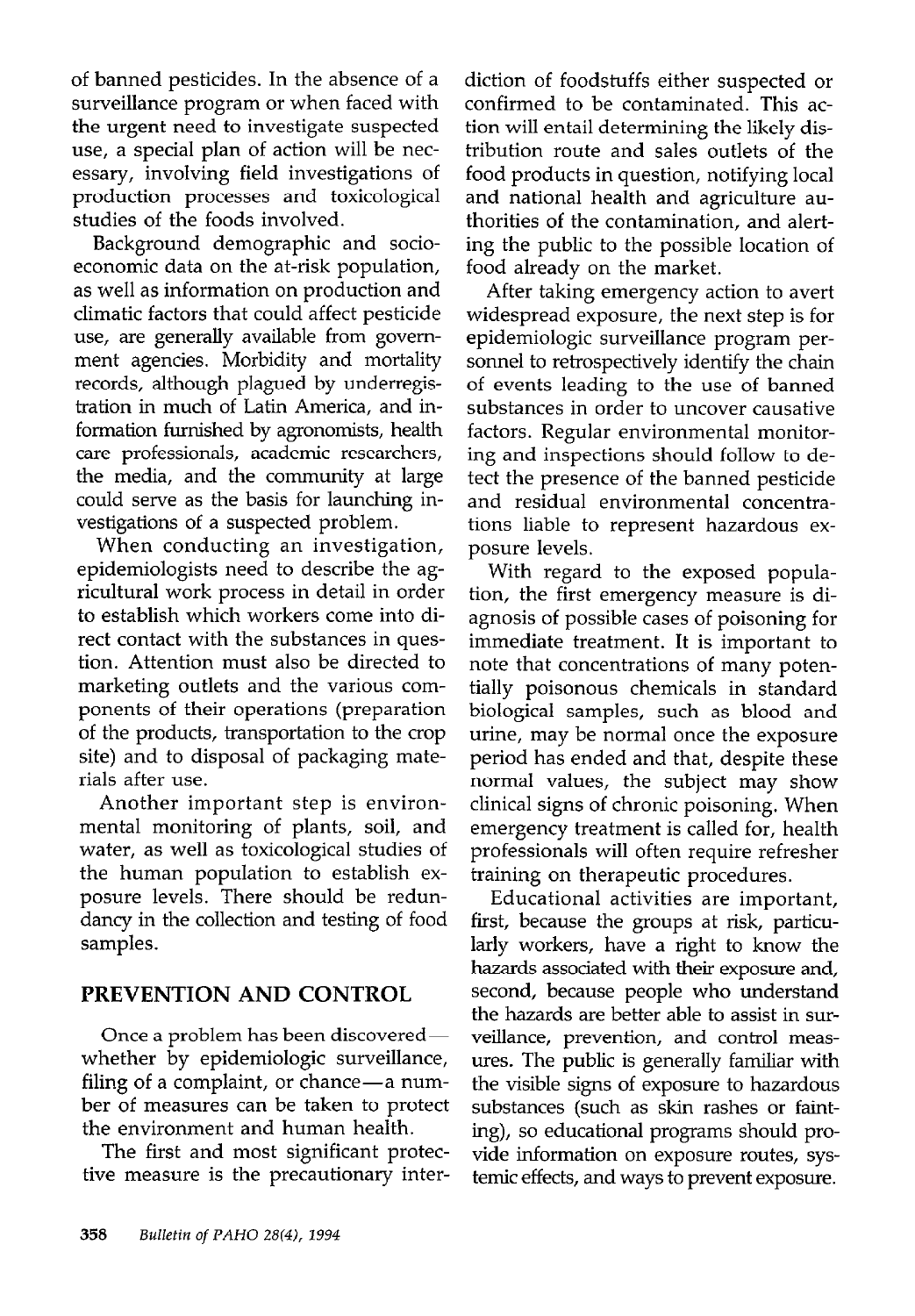of banned pesticides. In the absence of a surveillance program or when faced with the urgent need to investigate suspected use, a special plan of action will be necessary, involving field investigations of production processes and toxicological studies of the foods involved.

Background demographic and socioeconomic data on the at-risk population, as well as information on production and climatic factors that could affect pesticide use, are generally available from government agencies. Morbidity and mortality records, although plagued by underregistration in much of Latin America, and information furnished by agronomists, health care professionals, academic researchers, the media, and the community at large could serve as the basis for launching investigations of a suspected problem.

When conducting an investigation, epidemiologists need to describe the agricultural work process in detail in order to establish which workers come into direct contact with the substances in question. Attention must also be directed to marketing outlets and the various components of their operations (preparation of the products, transportation to the crop site) and to disposal of packaging materials after use.

Another important step is environmental monitoring of plants, soil, and water, as well as toxicological studies of the human population to establish exposure levels. There should be redundancy in the collection and testing of food samples.

## PREVENTION AND CONTROL

Once a problem has been discovered—whether by epidemiologic surveillance, filing of a complaint, or chance—a number of measures can be taken to protect the environment and human health.

The first and most significant protective measure is the precautionary interdiction of foodstuffs either suspected or confirmed to be contaminated. This action will entail determining the likely distribution route and sales outlets of the food products in question, notifying local and national health and agriculture authorities of the contamination, and alerting the public to the possible location of food already on the market.

After taking emergency action to avert widespread exposure, the next step is for epidemiologic surveillance program personnel to retrospectively identify the chain of events leading to the use of banned substances in order to uncover causative factors. Regular environmental monitoring and inspections should follow to detect the presence of the banned pesticide and residual environmental concentrations liable to represent hazardous exposure levels.

With regard to the exposed population, the first emergency measure is diagnosis of possible cases of poisoning for immediate treatment. It is important to note that concentrations of many potentially poisonous chemicals in standard biological samples, such as blood and urine, may be normal once the exposure period has ended and that, despite these normal values, the subject may show clinical signs of chronic poisoning. When emergency treatment is called for, health professionals will often require refresher training on therapeutic procedures.

Educational activities are important, first, because the groups at risk, particularly workers, have a right to know the hazards associated with their exposure and, second, because people who understand the hazards are better able to assist in surveillance, prevention, and control measures. The public is generally familiar with the visible signs of exposure to hazardous substances (such as skin rashes or fainting), so educational programs should provide information on exposure routes, systemic effects, and ways to prevent exposure.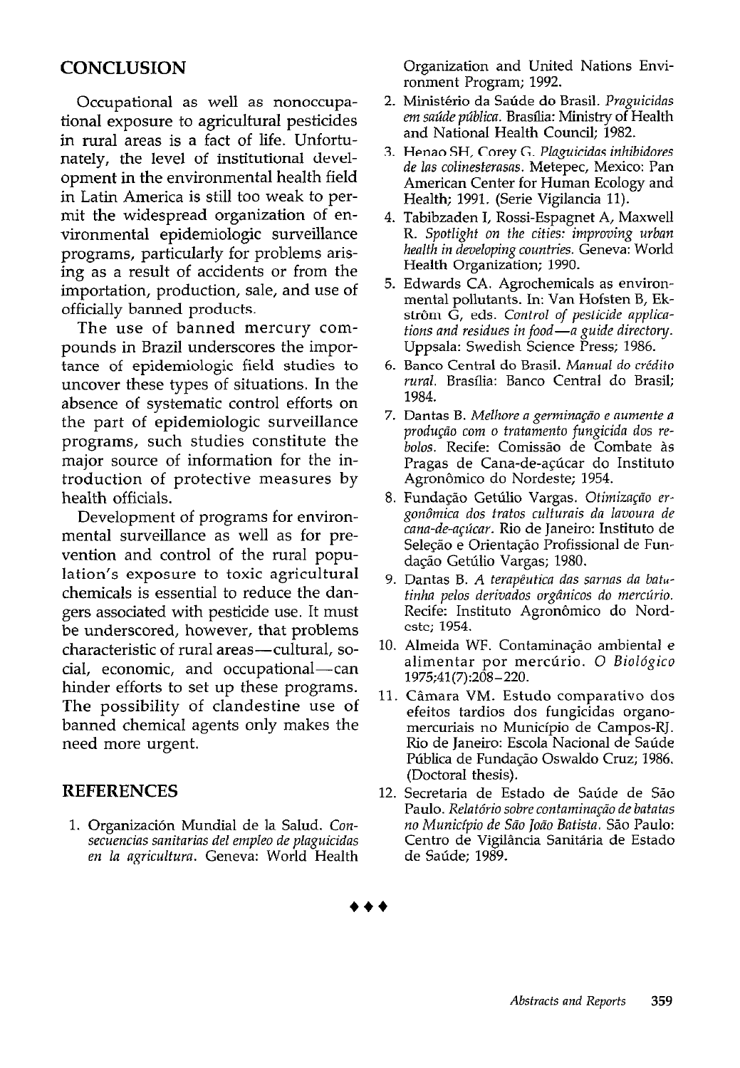## CONCLUSION

Occupational as well as nonoccupational exposure to agricultural pesticides in rural areas is a fact of life. Unfortunately, the level of institutional development in the environmental health field in Latin America is still too weak to permit the widespread organization of environmental epidemiologic surveillance programs, particularly for problems arising as a result of accidents or from the importation, production, sale, and use of officially banned products.

The use of banned mercury compounds in Brazil underscores the importance of epidemiologic field studies to uncover these types of situations. In the absence of systematic control efforts on the part of epidemiologic surveillance programs, such studies constitute the major source of information for the introduction of protective measures by health officials.

Development of programs for environmental surveillance as well as for prevention and control of the rural population's exposure to toxic agricultural chemicals is essential to reduce the dangers associated with pesticide use. It must be underscored, however, that problems characteristic of rural areas—cultural, social, economic, and occupational—can hinder efforts to set up these programs. The possibility of clandestine use of banned chemical agents only makes the need more urgent.

## REFERENCES

1. Organización Mundial de la Salud. *Consecuencias sanitarias del empleo de plaguicidas en la agricultura.* Geneva: World Health Organization and United Nations Environment Program; 1992.
2. Ministério da Saúde do Brasil. *Praguicidas em saúde pública.* Brasília: Ministry of Health and National Health Council; 1982.
3. Henao SH, Corey G. *Plaguicidas inhibidores de las colinesterasas.* Metepec, Mexico: Pan American Center for Human Ecology and Health; 1991. (Serie Vigilancia 11).
4. Tabibzaden I, Rossi-Espagnet A, Maxwell R. *Spotlight on the cities: improving urban health in developing countries.* Geneva: World Health Organization; 1990.
5. Edwards CA. Agrochemicals as environmental pollutants. In: Van Hofsten B, Ekström G, eds. *Control of pesticide applications and residues in food—a guide directory.* Uppsala: Swedish Science Press; 1986.
6. Banco Central do Brasil. *Manual do crédito rural.* Brasília: Banco Central do Brasil; 1984.
7. Dantas B. *Melhore a germinação e aumente a produção com o tratamento fungicida dos rebolos.* Recife: Comissão de Combate às Pragas de Cana-de-açúcar do Instituto Agronômico do Nordeste; 1954.
8. Fundação Getúlio Vargas. *Otimização ergonômica dos tratos culturais da lavoura de cana-de-açúcar.* Rio de Janeiro: Instituto de Seleção e Orientação Profissional de Fundação Getúlio Vargas; 1980.
9. Dantas B. *A terapêutica das sarnas da batutinha pelos derivados orgânicos do mercúrio.* Recife: Instituto Agronômico do Nordeste; 1954.
10. Almeida WF. Contaminação ambiental e alimentar por mercúrio. *O Biológico* 1975;41(7):208–220.
11. Câmara VM. Estudo comparativo dos efeitos tardios dos fungicidas organomercuriais no Município de Campos-RJ. Rio de Janeiro: Escola Nacional de Saúde Pública de Fundação Oswaldo Cruz; 1986. (Doctoral thesis).
12. Secretaria de Estado de Saúde de São Paulo. *Relatório sobre contaminação de batatas no Município de São João Batista.* São Paulo: Centro de Vigilância Sanitária de Estado de Saúde; 1989.

♦ ♦ ♦